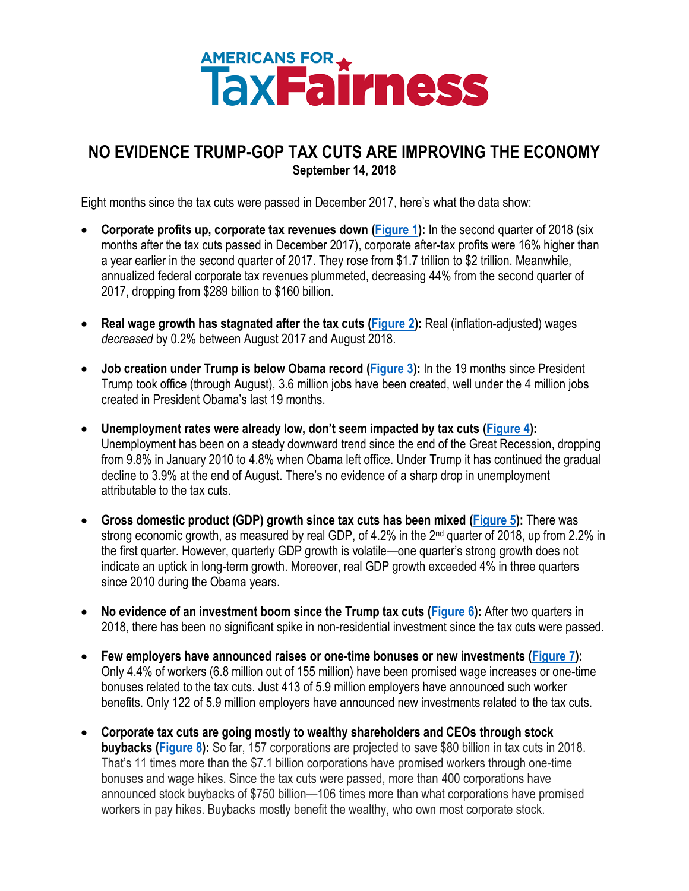AMERICANS FOR TaxFairness

# NO EVIDENCE TRUMP-GOP TAX CUTS ARE IMPROVING THE ECONOMY

**September 14, 2018**

Eight months since the tax cuts were passed in December 2017, here's what the data show:

- **Corporate profits up, corporate tax revenues down (Figure 1):** In the second quarter of 2018 (six months after the tax cuts passed in December 2017), corporate after-tax profits were 16% higher than a year earlier in the second quarter of 2017. They rose from $1.7 trillion to $2 trillion. Meanwhile, annualized federal corporate tax revenues plummeted, decreasing 44% from the second quarter of 2017, dropping from $289 billion to $160 billion.

- **Real wage growth has stagnated after the tax cuts (Figure 2):** Real (inflation-adjusted) wages *decreased* by 0.2% between August 2017 and August 2018.

- **Job creation under Trump is below Obama record (Figure 3):** In the 19 months since President Trump took office (through August), 3.6 million jobs have been created, well under the 4 million jobs created in President Obama's last 19 months.

- **Unemployment rates were already low, don't seem impacted by tax cuts (Figure 4):** Unemployment has been on a steady downward trend since the end of the Great Recession, dropping from 9.8% in January 2010 to 4.8% when Obama left office. Under Trump it has continued the gradual decline to 3.9% at the end of August. There's no evidence of a sharp drop in unemployment attributable to the tax cuts.

- **Gross domestic product (GDP) growth since tax cuts has been mixed (Figure 5):** There was strong economic growth, as measured by real GDP, of 4.2% in the 2nd quarter of 2018, up from 2.2% in the first quarter. However, quarterly GDP growth is volatile—one quarter's strong growth does not indicate an uptick in long-term growth. Moreover, real GDP growth exceeded 4% in three quarters since 2010 during the Obama years.

- **No evidence of an investment boom since the Trump tax cuts (Figure 6):** After two quarters in 2018, there has been no significant spike in non-residential investment since the tax cuts were passed.

- **Few employers have announced raises or one-time bonuses or new investments (Figure 7):** Only 4.4% of workers (6.8 million out of 155 million) have been promised wage increases or one-time bonuses related to the tax cuts. Just 413 of 5.9 million employers have announced such worker benefits. Only 122 of 5.9 million employers have announced new investments related to the tax cuts.

- **Corporate tax cuts are going mostly to wealthy shareholders and CEOs through stock buybacks (Figure 8):** So far, 157 corporations are projected to save $80 billion in tax cuts in 2018. That's 11 times more than the $7.1 billion corporations have promised workers through one-time bonuses and wage hikes. Since the tax cuts were passed, more than 400 corporations have announced stock buybacks of $750 billion—106 times more than what corporations have promised workers in pay hikes. Buybacks mostly benefit the wealthy, who own most corporate stock.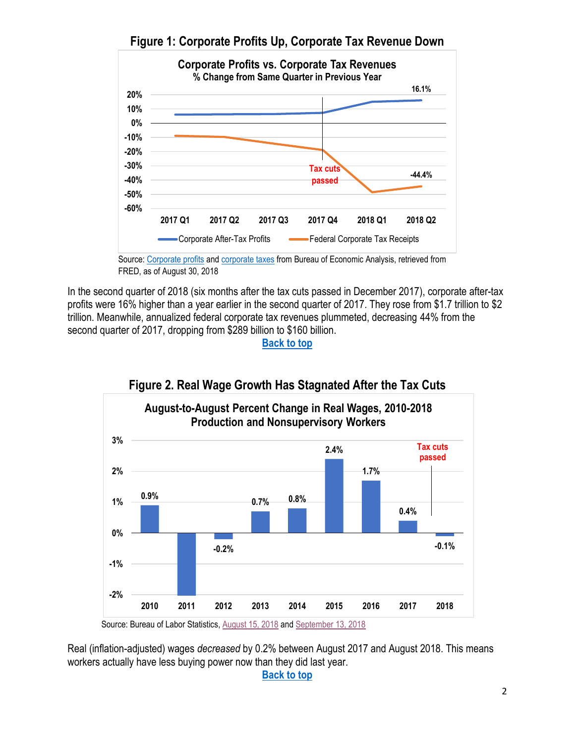## Figure 1: Corporate Profits Up, Corporate Tax Revenue Down

Source: Corporate profits and corporate taxes from Bureau of Economic Analysis, retrieved from FRED, as of August 30, 2018

In the second quarter of 2018 (six months after the tax cuts passed in December 2017), corporate after-tax profits were 16% higher than a year earlier in the second quarter of 2017. They rose from \$1.7 trillion to \$2 trillion. Meanwhile, annualized federal corporate tax revenues plummeted, decreasing 44% from the second quarter of 2017, dropping from \$289 billion to \$160 billion.

Back to top

## Figure 2. Real Wage Growth Has Stagnated After the Tax Cuts

Source: Bureau of Labor Statistics, August 15, 2018 and September 13, 2018

Real (inflation-adjusted) wages *decreased* by 0.2% between August 2017 and August 2018. This means workers actually have less buying power now than they did last year.

Back to top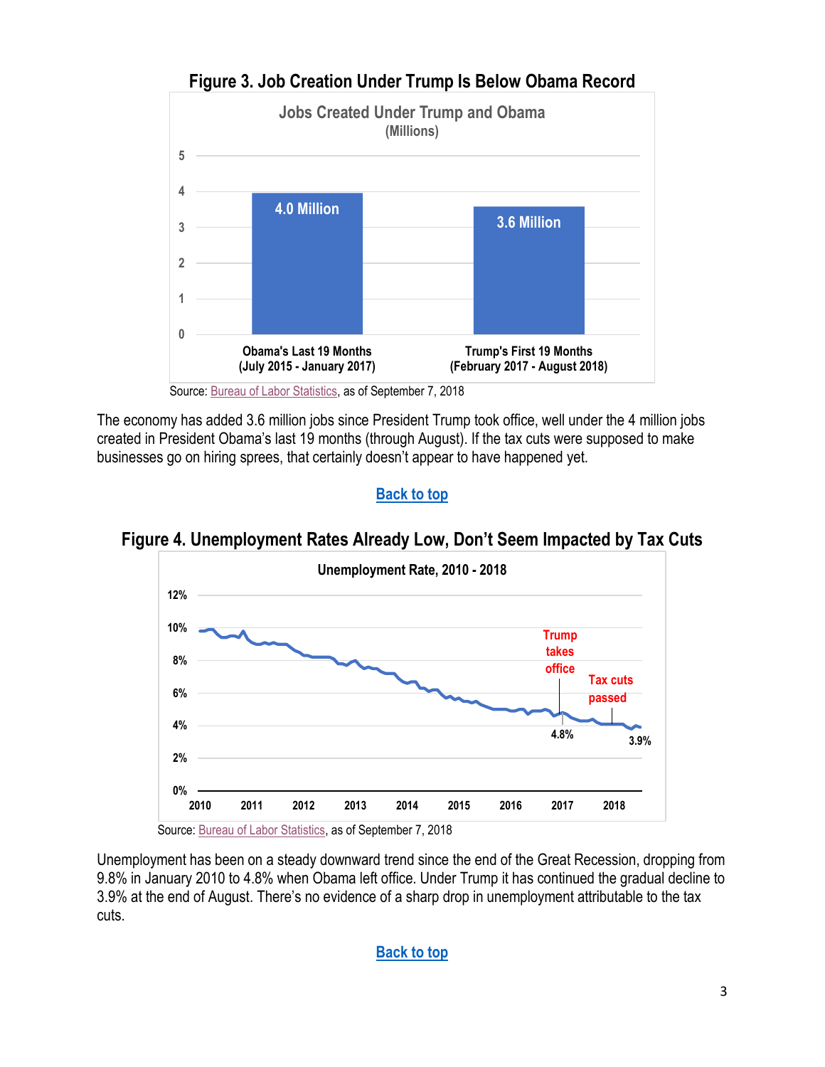## Figure 3. Job Creation Under Trump Is Below Obama Record

Source: Bureau of Labor Statistics, as of September 7, 2018

The economy has added 3.6 million jobs since President Trump took office, well under the 4 million jobs created in President Obama's last 19 months (through August). If the tax cuts were supposed to make businesses go on hiring sprees, that certainly doesn't appear to have happened yet.

**Back to top**

## Figure 4. Unemployment Rates Already Low, Don't Seem Impacted by Tax Cuts

Source: Bureau of Labor Statistics, as of September 7, 2018

Unemployment has been on a steady downward trend since the end of the Great Recession, dropping from 9.8% in January 2010 to 4.8% when Obama left office. Under Trump it has continued the gradual decline to 3.9% at the end of August. There's no evidence of a sharp drop in unemployment attributable to the tax cuts.

**Back to top**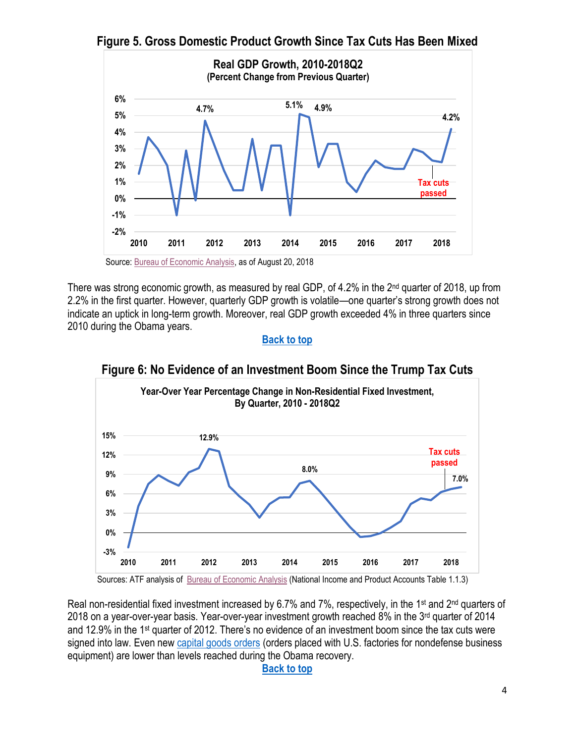## Figure 5. Gross Domestic Product Growth Since Tax Cuts Has Been Mixed

Source: Bureau of Economic Analysis, as of August 20, 2018

There was strong economic growth, as measured by real GDP, of 4.2% in the 2nd quarter of 2018, up from 2.2% in the first quarter. However, quarterly GDP growth is volatile—one quarter's strong growth does not indicate an uptick in long-term growth. Moreover, real GDP growth exceeded 4% in three quarters since 2010 during the Obama years.

**Back to top**

## Figure 6: No Evidence of an Investment Boom Since the Trump Tax Cuts

Sources: ATF analysis of Bureau of Economic Analysis (National Income and Product Accounts Table 1.1.3)

Real non-residential fixed investment increased by 6.7% and 7%, respectively, in the 1st and 2nd quarters of 2018 on a year-over-year basis. Year-over-year investment growth reached 8% in the 3rd quarter of 2014 and 12.9% in the 1st quarter of 2012. There's no evidence of an investment boom since the tax cuts were signed into law. Even new capital goods orders (orders placed with U.S. factories for nondefense business equipment) are lower than levels reached during the Obama recovery.

**Back to top**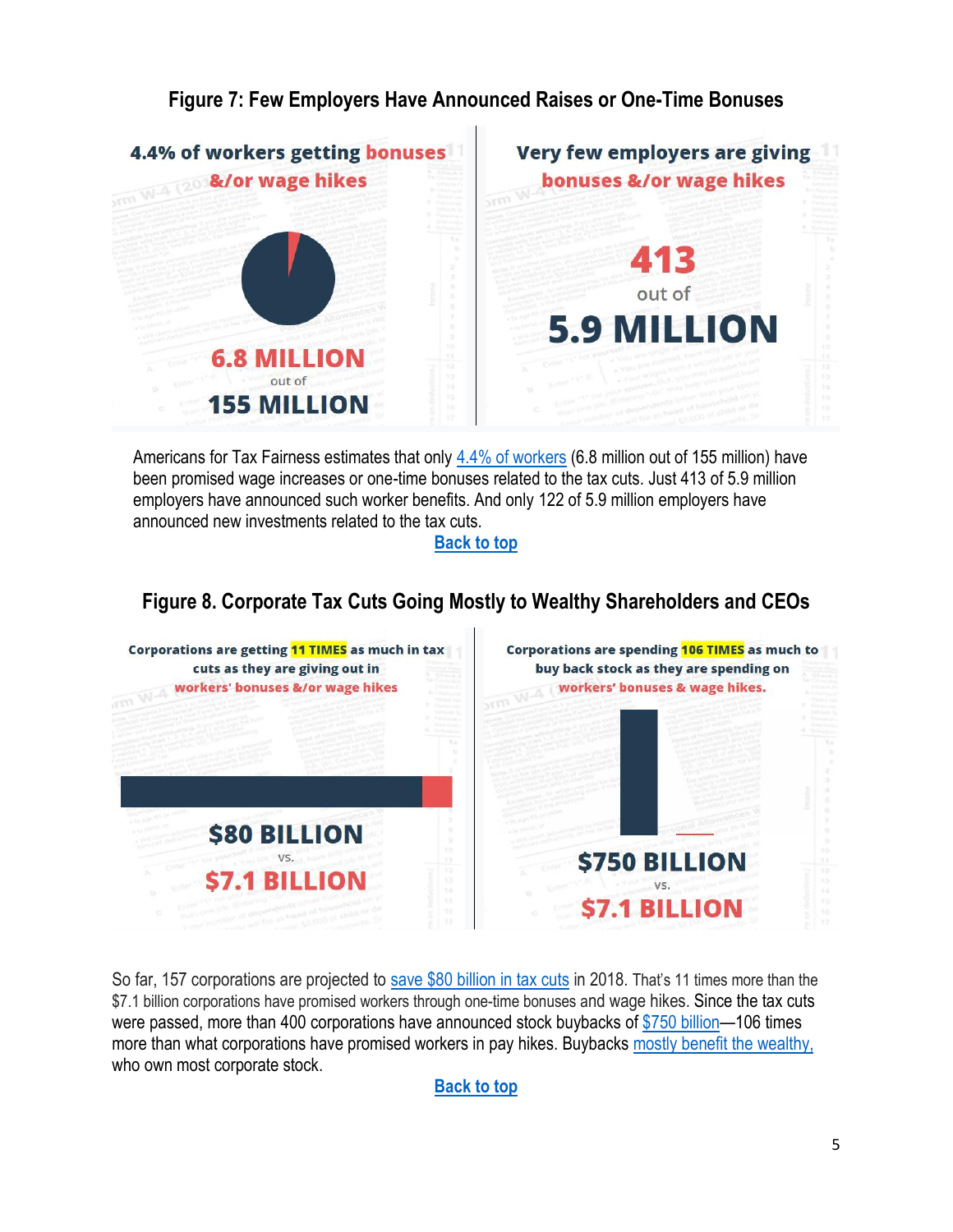## Figure 7: Few Employers Have Announced Raises or One-Time Bonuses

4.4% of workers getting bonuses &/or wage hikes

6.8 MILLION

out of

155 MILLION

Very few employers are giving bonuses &/or wage hikes

413

out of

5.9 MILLION

Americans for Tax Fairness estimates that only 4.4% of workers (6.8 million out of 155 million) have been promised wage increases or one-time bonuses related to the tax cuts. Just 413 of 5.9 million employers have announced such worker benefits. And only 122 of 5.9 million employers have announced new investments related to the tax cuts.

Back to top

## Figure 8. Corporate Tax Cuts Going Mostly to Wealthy Shareholders and CEOs

Corporations are getting **11 TIMES** as much in tax cuts as they are giving out in workers' bonuses &/or wage hikes

$80 BILLION

vs.

$7.1 BILLION

Corporations are spending **106 TIMES** as much to buy back stock as they are spending on workers' bonuses & wage hikes.

$750 BILLION

vs.

$7.1 BILLION

So far, 157 corporations are projected to save $80 billion in tax cuts in 2018. That's 11 times more than the $7.1 billion corporations have promised workers through one-time bonuses and wage hikes. Since the tax cuts were passed, more than 400 corporations have announced stock buybacks of $750 billion—106 times more than what corporations have promised workers in pay hikes. Buybacks mostly benefit the wealthy, who own most corporate stock.

Back to top